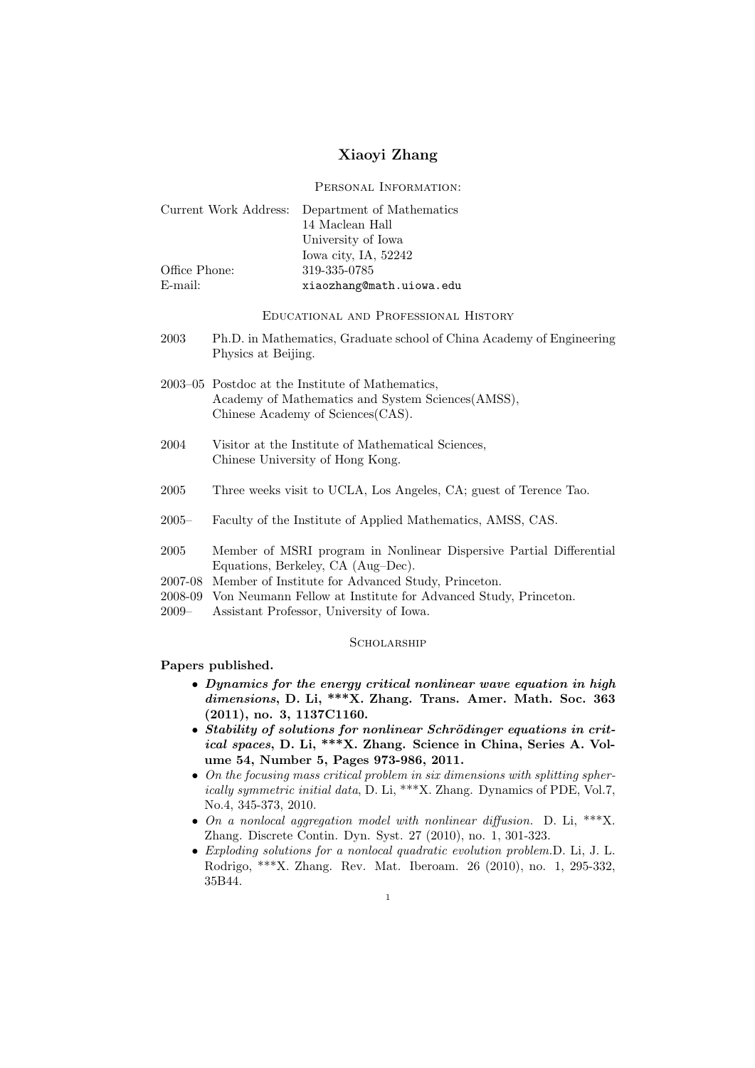# Xiaoyi Zhang

## Personal Information:

| | |
|---|---|
| Current Work Address: | Department of Mathematics<br>14 Maclean Hall<br>University of Iowa<br>Iowa city, IA, 52242 |
| Office Phone: | 319-335-0785 |
| E-mail: | `xiaozhang@math.uiowa.edu` |

## Educational and Professional History

- **2003** Ph.D. in Mathematics, Graduate school of China Academy of Engineering Physics at Beijing.
- **2003–05** Postdoc at the Institute of Mathematics, Academy of Mathematics and System Sciences(AMSS), Chinese Academy of Sciences(CAS).
- **2004** Visitor at the Institute of Mathematical Sciences, Chinese University of Hong Kong.
- **2005** Three weeks visit to UCLA, Los Angeles, CA; guest of Terence Tao.
- **2005–** Faculty of the Institute of Applied Mathematics, AMSS, CAS.
- **2005** Member of MSRI program in Nonlinear Dispersive Partial Differential Equations, Berkeley, CA (Aug–Dec).
- **2007-08** Member of Institute for Advanced Study, Princeton.
- **2008-09** Von Neumann Fellow at Institute for Advanced Study, Princeton.
- **2009–** Assistant Professor, University of Iowa.

## Scholarship

**Papers published.**

- ***Dynamics for the energy critical nonlinear wave equation in high dimensions*, D. Li, ***X. Zhang. Trans. Amer. Math. Soc. 363 (2011), no. 3, 1137C1160.**
- ***Stability of solutions for nonlinear Schrödinger equations in critical spaces*, D. Li, ***X. Zhang. Science in China, Series A. Volume 54, Number 5, Pages 973-986, 2011.**
- *On the focusing mass critical problem in six dimensions with splitting spherically symmetric initial data*, D. Li, ***X. Zhang. Dynamics of PDE, Vol.7, No.4, 345-373, 2010.
- *On a nonlocal aggregation model with nonlinear diffusion.* D. Li, ***X. Zhang. Discrete Contin. Dyn. Syst. 27 (2010), no. 1, 301-323.
- *Exploding solutions for a nonlocal quadratic evolution problem.* D. Li, J. L. Rodrigo, ***X. Zhang. Rev. Mat. Iberoam. 26 (2010), no. 1, 295-332, 35B44.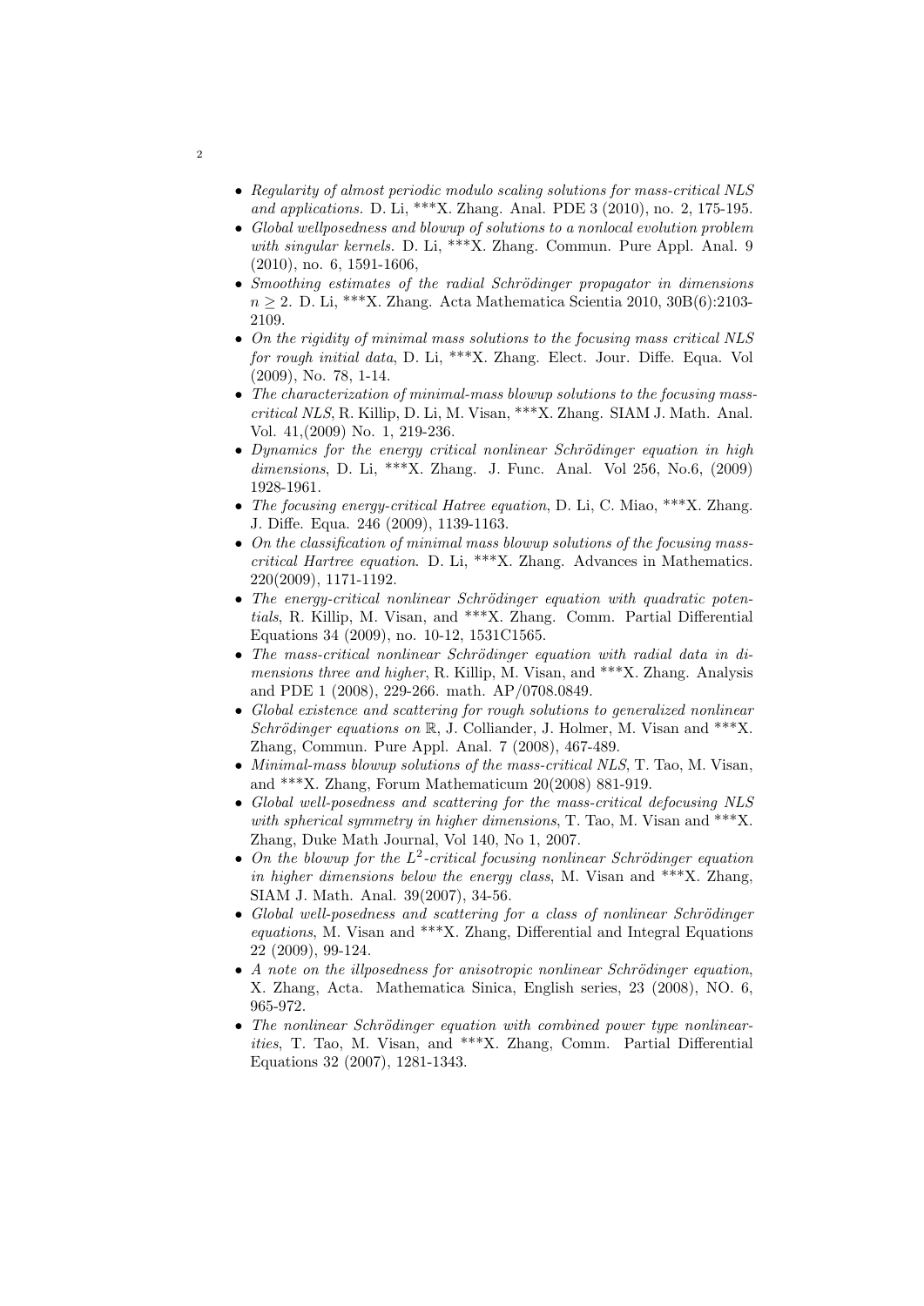- *Regularity of almost periodic modulo scaling solutions for mass-critical NLS and applications.* D. Li, ***X. Zhang. Anal. PDE 3 (2010), no. 2, 175-195.
- *Global wellposedness and blowup of solutions to a nonlocal evolution problem with singular kernels.* D. Li, ***X. Zhang. Commun. Pure Appl. Anal. 9 (2010), no. 6, 1591-1606,
- *Smoothing estimates of the radial Schrödinger propagator in dimensions $n \geq 2$.* D. Li, ***X. Zhang. Acta Mathematica Scientia 2010, 30B(6):2103-2109.
- *On the rigidity of minimal mass solutions to the focusing mass critical NLS for rough initial data*, D. Li, ***X. Zhang. Elect. Jour. Diffe. Equa. Vol (2009), No. 78, 1-14.
- *The characterization of minimal-mass blowup solutions to the focusing mass-critical NLS*, R. Killip, D. Li, M. Visan, ***X. Zhang. SIAM J. Math. Anal. Vol. 41,(2009) No. 1, 219-236.
- *Dynamics for the energy critical nonlinear Schrödinger equation in high dimensions*, D. Li, ***X. Zhang. J. Func. Anal. Vol 256, No.6, (2009) 1928-1961.
- *The focusing energy-critical Hatree equation*, D. Li, C. Miao, ***X. Zhang. J. Diffe. Equa. 246 (2009), 1139-1163.
- *On the classification of minimal mass blowup solutions of the focusing mass-critical Hartree equation*. D. Li, ***X. Zhang. Advances in Mathematics. 220(2009), 1171-1192.
- *The energy-critical nonlinear Schrödinger equation with quadratic potentials*, R. Killip, M. Visan, and ***X. Zhang. Comm. Partial Differential Equations 34 (2009), no. 10-12, 1531C1565.
- *The mass-critical nonlinear Schrödinger equation with radial data in dimensions three and higher*, R. Killip, M. Visan, and ***X. Zhang. Analysis and PDE 1 (2008), 229-266. math. AP/0708.0849.
- *Global existence and scattering for rough solutions to generalized nonlinear Schrödinger equations on* $\mathbb{R}$, J. Colliander, J. Holmer, M. Visan and ***X. Zhang, Commun. Pure Appl. Anal. 7 (2008), 467-489.
- *Minimal-mass blowup solutions of the mass-critical NLS*, T. Tao, M. Visan, and ***X. Zhang, Forum Mathematicum 20(2008) 881-919.
- *Global well-posedness and scattering for the mass-critical defocusing NLS with spherical symmetry in higher dimensions*, T. Tao, M. Visan and ***X. Zhang, Duke Math Journal, Vol 140, No 1, 2007.
- *On the blowup for the $L^2$-critical focusing nonlinear Schrödinger equation in higher dimensions below the energy class*, M. Visan and ***X. Zhang, SIAM J. Math. Anal. 39(2007), 34-56.
- *Global well-posedness and scattering for a class of nonlinear Schrödinger equations*, M. Visan and ***X. Zhang, Differential and Integral Equations 22 (2009), 99-124.
- *A note on the illposedness for anisotropic nonlinear Schrödinger equation*, X. Zhang, Acta. Mathematica Sinica, English series, 23 (2008), NO. 6, 965-972.
- *The nonlinear Schrödinger equation with combined power type nonlinearities*, T. Tao, M. Visan, and ***X. Zhang, Comm. Partial Differential Equations 32 (2007), 1281-1343.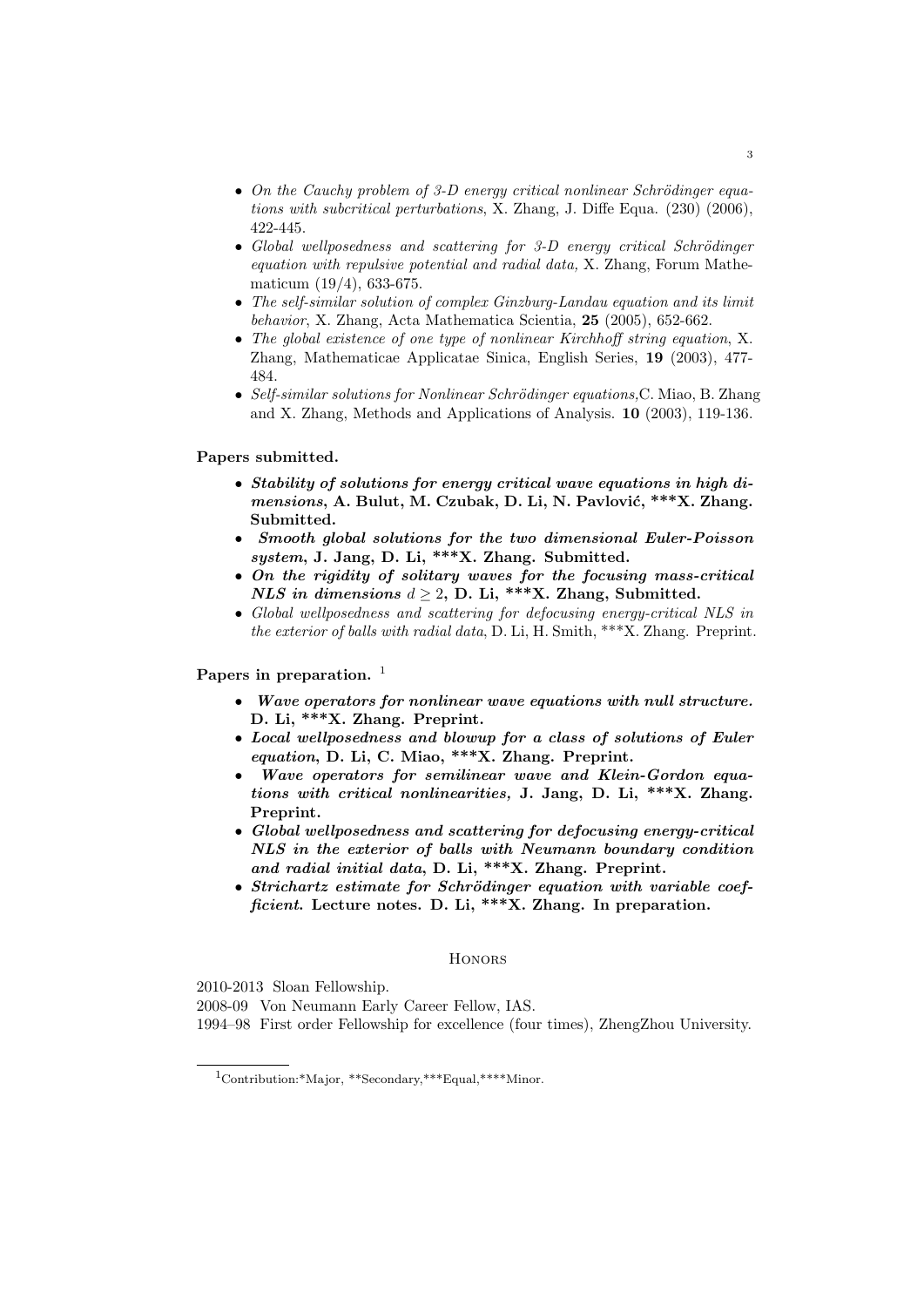- *On the Cauchy problem of 3-D energy critical nonlinear Schrödinger equations with subcritical perturbations*, X. Zhang, J. Diffe Equa. (230) (2006), 422-445.
- *Global wellposedness and scattering for 3-D energy critical Schrödinger equation with repulsive potential and radial data,* X. Zhang, Forum Mathematicum (19/4), 633-675.
- *The self-similar solution of complex Ginzburg-Landau equation and its limit behavior*, X. Zhang, Acta Mathematica Scientia, **25** (2005), 652-662.
- *The global existence of one type of nonlinear Kirchhoff string equation*, X. Zhang, Mathematicae Applicatae Sinica, English Series, **19** (2003), 477-484.
- *Self-similar solutions for Nonlinear Schrödinger equations,*C. Miao, B. Zhang and X. Zhang, Methods and Applications of Analysis. **10** (2003), 119-136.

**Papers submitted.**

- ***Stability of solutions for energy critical wave equations in high dimensions*, A. Bulut, M. Czubak, D. Li, N. Pavlović, ***X. Zhang. Submitted.**
- ***Smooth global solutions for the two dimensional Euler-Poisson system*, J. Jang, D. Li, ***X. Zhang. Submitted.**
- ***On the rigidity of solitary waves for the focusing mass-critical NLS in dimensions* $d \geq 2$, D. Li, ***X. Zhang, Submitted.**
- *Global wellposedness and scattering for defocusing energy-critical NLS in the exterior of balls with radial data*, D. Li, H. Smith, ***X. Zhang. Preprint.

**Papers in preparation.** [1]

- ***Wave operators for nonlinear wave equations with null structure.* D. Li, ***X. Zhang. Preprint.**
- ***Local wellposedness and blowup for a class of solutions of Euler equation*, D. Li, C. Miao, ***X. Zhang. Preprint.**
- ***Wave operators for semilinear wave and Klein-Gordon equations with critical nonlinearities,* J. Jang, D. Li, ***X. Zhang. Preprint.**
- ***Global wellposedness and scattering for defocusing energy-critical NLS in the exterior of balls with Neumann boundary condition and radial initial data*, D. Li, ***X. Zhang. Preprint.**
- ***Strichartz estimate for Schrödinger equation with variable coefficient.* Lecture notes. D. Li, ***X. Zhang. In preparation.**

## Honors

2010-2013 Sloan Fellowship.

2008-09 Von Neumann Early Career Fellow, IAS.

1994–98 First order Fellowship for excellence (four times), ZhengZhou University.

[1] Contribution:*Major, **Secondary,***Equal,****Minor.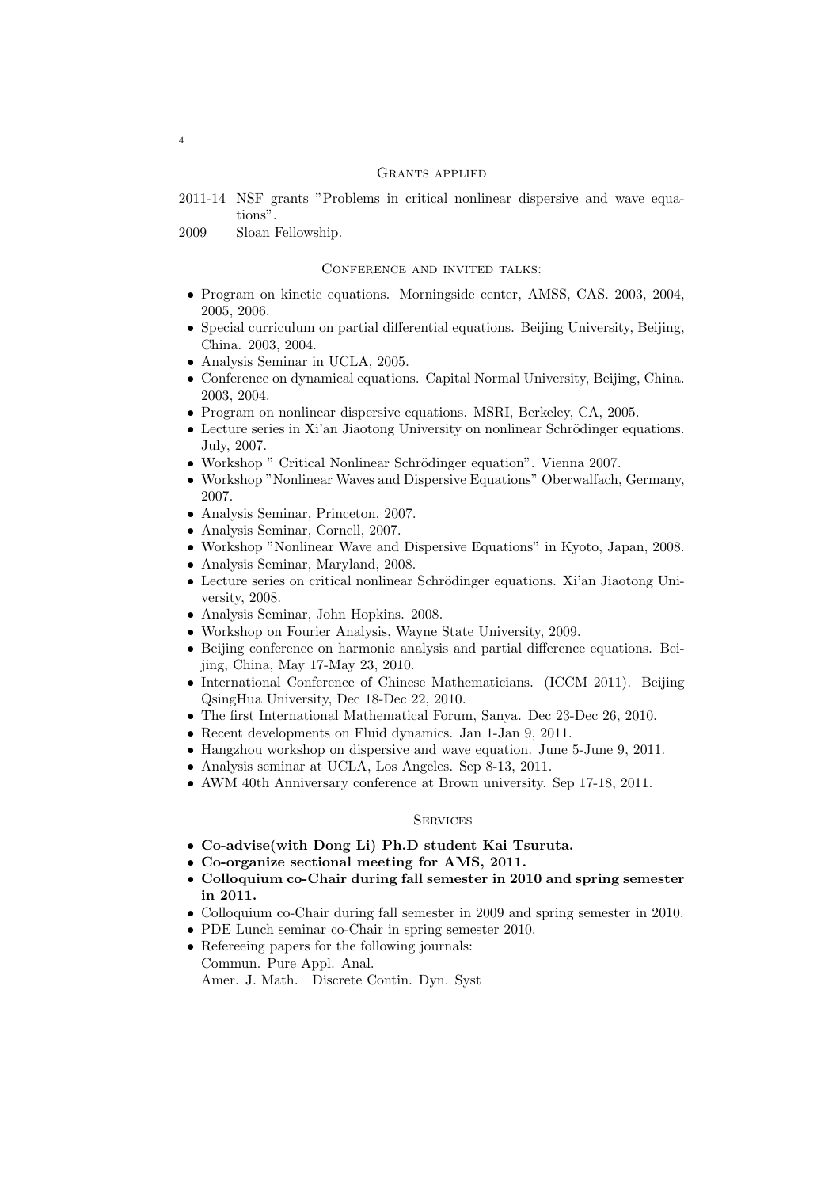## Grants applied

2011-14 NSF grants "Problems in critical nonlinear dispersive and wave equations".

2009 Sloan Fellowship.

## Conference and invited talks:

- Program on kinetic equations. Morningside center, AMSS, CAS. 2003, 2004, 2005, 2006.
- Special curriculum on partial differential equations. Beijing University, Beijing, China. 2003, 2004.
- Analysis Seminar in UCLA, 2005.
- Conference on dynamical equations. Capital Normal University, Beijing, China. 2003, 2004.
- Program on nonlinear dispersive equations. MSRI, Berkeley, CA, 2005.
- Lecture series in Xi'an Jiaotong University on nonlinear Schrödinger equations. July, 2007.
- Workshop " Critical Nonlinear Schrödinger equation". Vienna 2007.
- Workshop "Nonlinear Waves and Dispersive Equations" Oberwalfach, Germany, 2007.
- Analysis Seminar, Princeton, 2007.
- Analysis Seminar, Cornell, 2007.
- Workshop "Nonlinear Wave and Dispersive Equations" in Kyoto, Japan, 2008.
- Analysis Seminar, Maryland, 2008.
- Lecture series on critical nonlinear Schrödinger equations. Xi'an Jiaotong University, 2008.
- Analysis Seminar, John Hopkins. 2008.
- Workshop on Fourier Analysis, Wayne State University, 2009.
- Beijing conference on harmonic analysis and partial difference equations. Beijing, China, May 17-May 23, 2010.
- International Conference of Chinese Mathematicians. (ICCM 2011). Beijing QsingHua University, Dec 18-Dec 22, 2010.
- The first International Mathematical Forum, Sanya. Dec 23-Dec 26, 2010.
- Recent developments on Fluid dynamics. Jan 1-Jan 9, 2011.
- Hangzhou workshop on dispersive and wave equation. June 5-June 9, 2011.
- Analysis seminar at UCLA, Los Angeles. Sep 8-13, 2011.
- AWM 40th Anniversary conference at Brown university. Sep 17-18, 2011.

## Services

- **Co-advise(with Dong Li) Ph.D student Kai Tsuruta.**
- **Co-organize sectional meeting for AMS, 2011.**
- **Colloquium co-Chair during fall semester in 2010 and spring semester in 2011.**
- Colloquium co-Chair during fall semester in 2009 and spring semester in 2010.
- PDE Lunch seminar co-Chair in spring semester 2010.
- Refereeing papers for the following journals:
  Commun. Pure Appl. Anal.
  Amer. J. Math. Discrete Contin. Dyn. Syst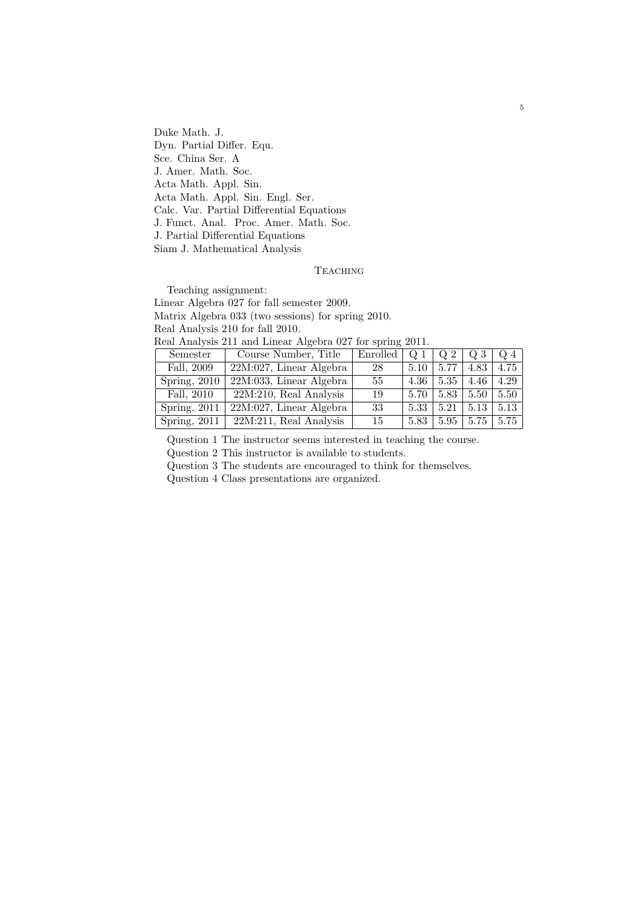Duke Math. J.
Dyn. Partial Differ. Equ.
Sce. China Ser. A
J. Amer. Math. Soc.
Acta Math. Appl. Sin.
Acta Math. Appl. Sin. Engl. Ser.
Calc. Var. Partial Differential Equations
J. Funct. Anal. Proc. Amer. Math. Soc.
J. Partial Differential Equations
Siam J. Mathematical Analysis

## Teaching

Teaching assignment:
Linear Algebra 027 for fall semester 2009.
Matrix Algebra 033 (two sessions) for spring 2010.
Real Analysis 210 for fall 2010.
Real Analysis 211 and Linear Algebra 027 for spring 2011.

| Semester | Course Number, Title | Enrolled | Q 1 | Q 2 | Q 3 | Q 4 |
|---|---|---|---|---|---|---|
| Fall, 2009 | 22M:027, Linear Algebra | 28 | 5.10 | 5.77 | 4.83 | 4.75 |
| Spring, 2010 | 22M:033, Linear Algebra | 55 | 4.36 | 5.35 | 4.46 | 4.29 |
| Fall, 2010 | 22M:210, Real Analysis | 19 | 5.70 | 5.83 | 5.50 | 5.50 |
| Spring, 2011 | 22M:027, Linear Algebra | 33 | 5.33 | 5.21 | 5.13 | 5.13 |
| Spring, 2011 | 22M:211, Real Analysis | 15 | 5.83 | 5.95 | 5.75 | 5.75 |

Question 1 The instructor seems interested in teaching the course.

Question 2 This instructor is available to students.

Question 3 The students are encouraged to think for themselves.

Question 4 Class presentations are organized.